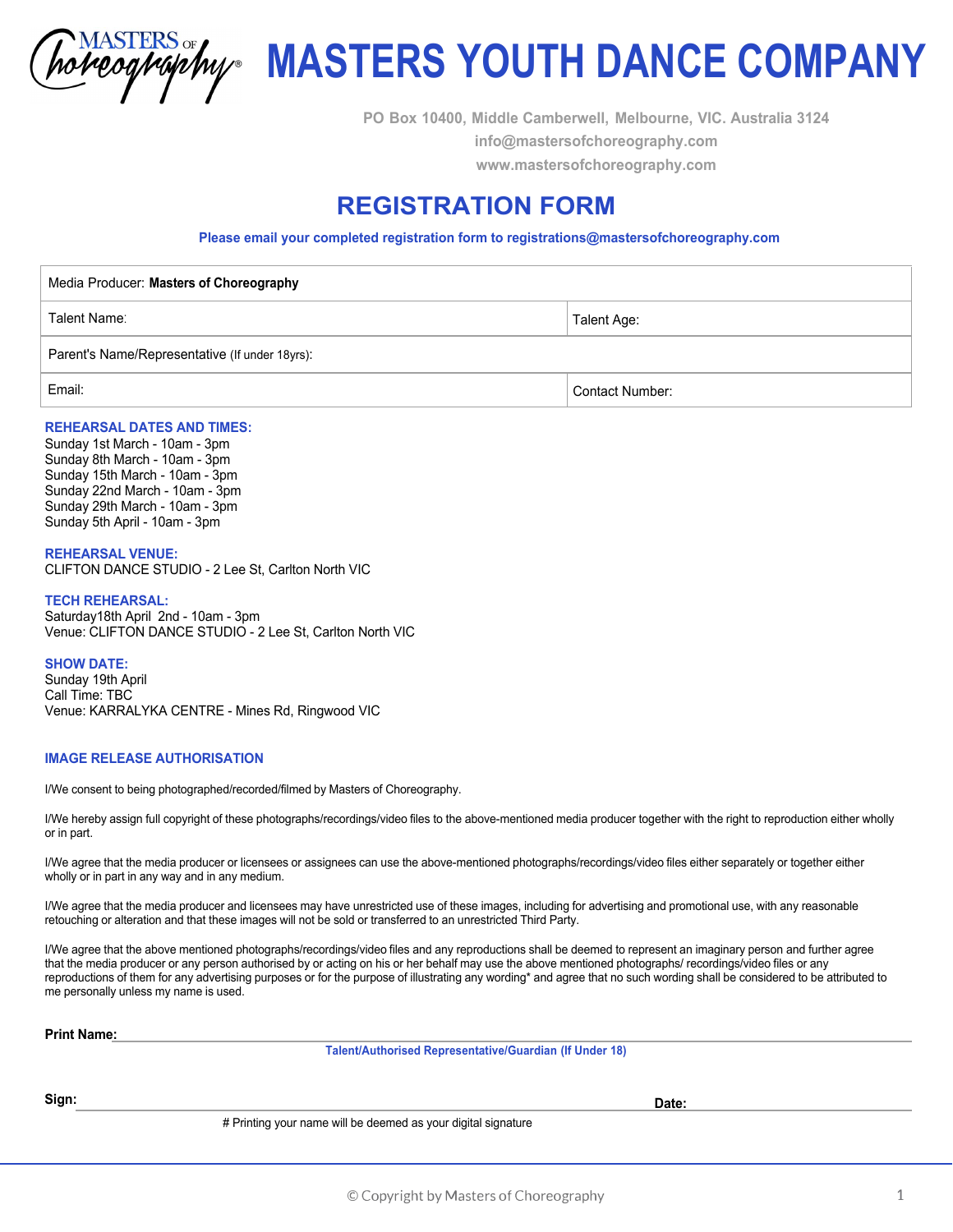# MASTERS YOUTH DANCE COMPANY

PO Box 10400, Middle Camberwell, Melbourne, VIC. Australia 3124
info@mastersofchoreography.com
www.mastersofchoreography.com

## REGISTRATION FORM

**Please email your completed registration form to registrations@mastersofchoreography.com**

| Media Producer: **Masters of Choreography** | |
|---|---|
| Talent Name: | Talent Age: |
| Parent's Name/Representative (If under 18yrs): | |
| Email: | Contact Number: |

**REHEARSAL DATES AND TIMES:**
Sunday 1st March - 10am - 3pm
Sunday 8th March - 10am - 3pm
Sunday 15th March - 10am - 3pm
Sunday 22nd March - 10am - 3pm
Sunday 29th March - 10am - 3pm
Sunday 5th April - 10am - 3pm

**REHEARSAL VENUE:**
CLIFTON DANCE STUDIO - 2 Lee St, Carlton North VIC

**TECH REHEARSAL:**
Saturday18th April 2nd - 10am - 3pm
Venue: CLIFTON DANCE STUDIO - 2 Lee St, Carlton North VIC

**SHOW DATE:**
Sunday 19th April
Call Time: TBC
Venue: KARRALYKA CENTRE - Mines Rd, Ringwood VIC

**IMAGE RELEASE AUTHORISATION**

I/We consent to being photographed/recorded/filmed by Masters of Choreography.

I/We hereby assign full copyright of these photographs/recordings/video files to the above-mentioned media producer together with the right to reproduction either wholly or in part.

I/We agree that the media producer or licensees or assignees can use the above-mentioned photographs/recordings/video files either separately or together either wholly or in part in any way and in any medium.

I/We agree that the media producer and licensees may have unrestricted use of these images, including for advertising and promotional use, with any reasonable retouching or alteration and that these images will not be sold or transferred to an unrestricted Third Party.

I/We agree that the above mentioned photographs/recordings/video files and any reproductions shall be deemed to represent an imaginary person and further agree that the media producer or any person authorised by or acting on his or her behalf may use the above mentioned photographs/ recordings/video files or any reproductions of them for any advertising purposes or for the purpose of illustrating any wording* and agree that no such wording shall be considered to be attributed to me personally unless my name is used.

**Print Name:** ____________________________________________
Talent/Authorised Representative/Guardian (If Under 18)

**Sign:** ______________________________ **Date:** ______________

# Printing your name will be deemed as your digital signature

© Copyright by Masters of Choreography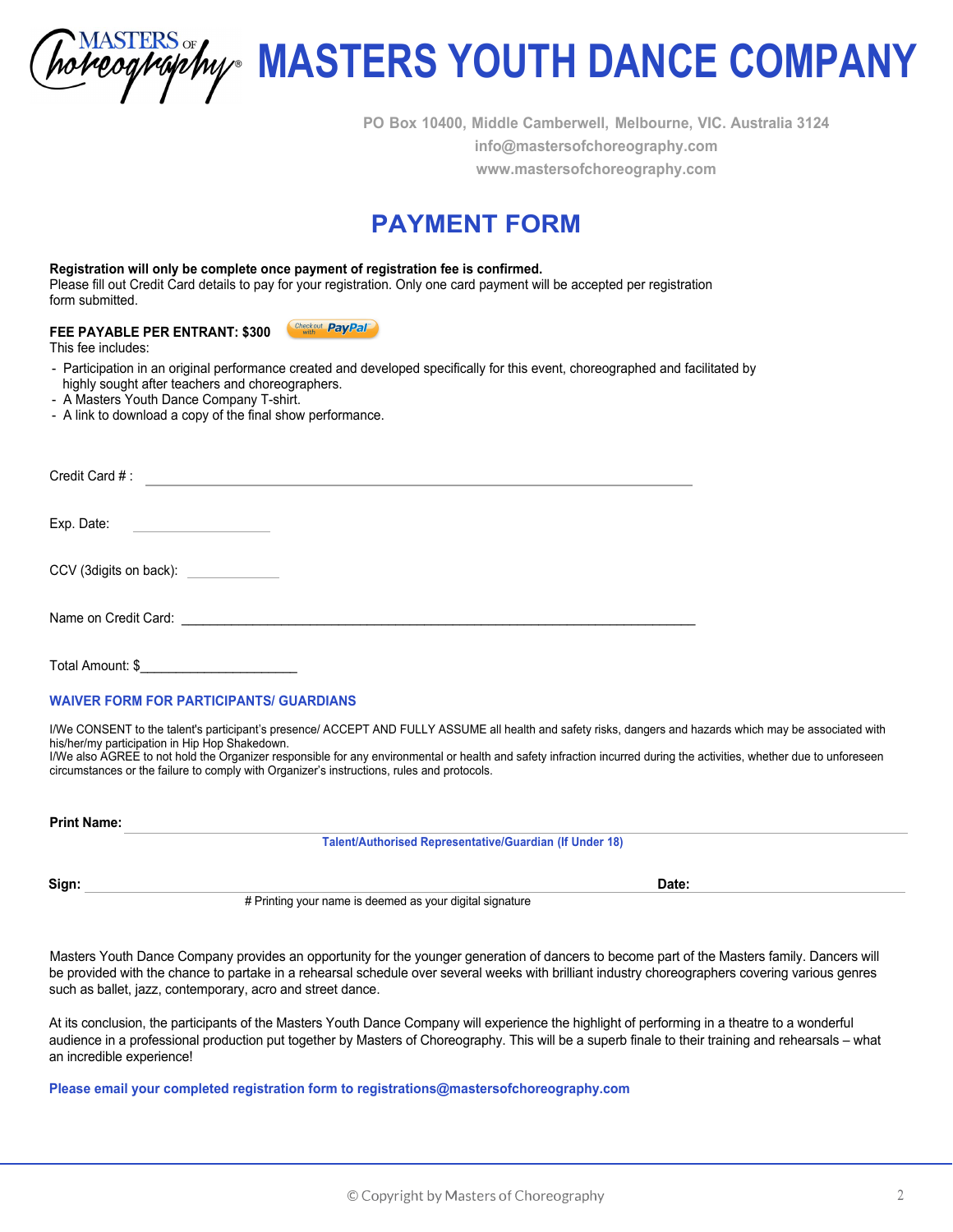# MASTERS YOUTH DANCE COMPANY

PO Box 10400, Middle Camberwell, Melbourne, VIC. Australia 3124
info@mastersofchoreography.com
www.mastersofchoreography.com

## PAYMENT FORM

**Registration will only be complete once payment of registration fee is confirmed.**
Please fill out Credit Card details to pay for your registration. Only one card payment will be accepted per registration form submitted.

**FEE PAYABLE PER ENTRANT: $300** Checkout with PayPal

This fee includes:

- Participation in an original performance created and developed specifically for this event, choreographed and facilitated by highly sought after teachers and choreographers.
- A Masters Youth Dance Company T-shirt.
- A link to download a copy of the final show performance.

Credit Card # : ______________________________

Exp. Date: ______________

CCV (3digits on back): __________

Name on Credit Card: ______________________________

Total Amount: $____________________

### WAIVER FORM FOR PARTICIPANTS/ GUARDIANS

I/We CONSENT to the talent's participant's presence/ ACCEPT AND FULLY ASSUME all health and safety risks, dangers and hazards which may be associated with his/her/my participation in Hip Hop Shakedown.
I/We also AGREE to not hold the Organizer responsible for any environmental or health and safety infraction incurred during the activities, whether due to unforeseen circumstances or the failure to comply with Organizer's instructions, rules and protocols.

**Print Name:** ______________________________
Talent/Authorised Representative/Guardian (If Under 18)

**Sign:** ______________________________ **Date:** ______________
# Printing your name is deemed as your digital signature

Masters Youth Dance Company provides an opportunity for the younger generation of dancers to become part of the Masters family. Dancers will be provided with the chance to partake in a rehearsal schedule over several weeks with brilliant industry choreographers covering various genres such as ballet, jazz, contemporary, acro and street dance.

At its conclusion, the participants of the Masters Youth Dance Company will experience the highlight of performing in a theatre to a wonderful audience in a professional production put together by Masters of Choreography. This will be a superb finale to their training and rehearsals – what an incredible experience!

**Please email your completed registration form to registrations@mastersofchoreography.com**

© Copyright by Masters of Choreography